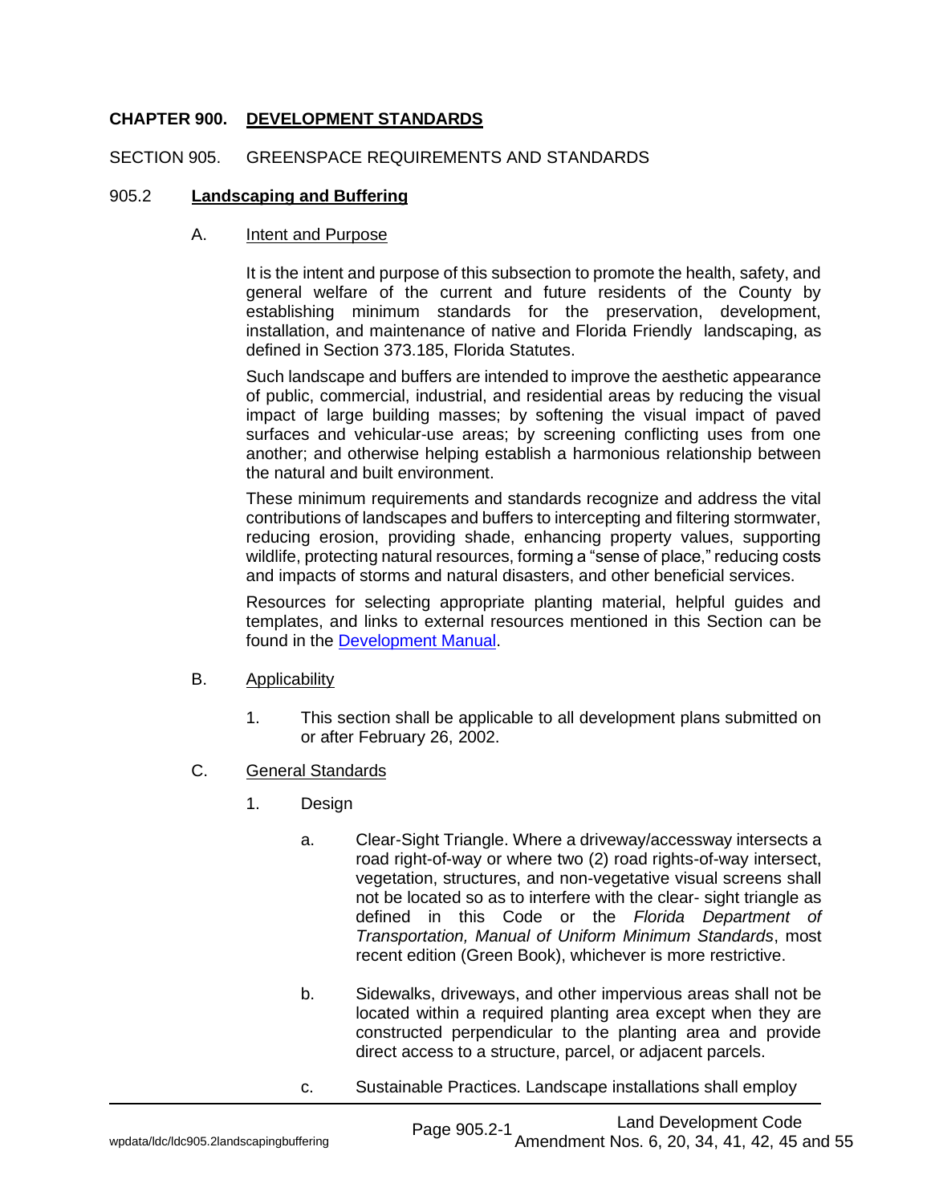# CHAPTER 900. DEVELOPMENT STANDARDS

## SECTION 905. GREENSPACE REQUIREMENTS AND STANDARDS

### 905.2 **Landscaping and Buffering**

A. Intent and Purpose

It is the intent and purpose of this subsection to promote the health, safety, and general welfare of the current and future residents of the County by establishing minimum standards for the preservation, development, installation, and maintenance of native and Florida Friendly landscaping, as defined in Section 373.185, Florida Statutes.

Such landscape and buffers are intended to improve the aesthetic appearance of public, commercial, industrial, and residential areas by reducing the visual impact of large building masses; by softening the visual impact of paved surfaces and vehicular-use areas; by screening conflicting uses from one another; and otherwise helping establish a harmonious relationship between the natural and built environment.

These minimum requirements and standards recognize and address the vital contributions of landscapes and buffers to intercepting and filtering stormwater, reducing erosion, providing shade, enhancing property values, supporting wildlife, protecting natural resources, forming a "sense of place," reducing costs and impacts of storms and natural disasters, and other beneficial services.

Resources for selecting appropriate planting material, helpful guides and templates, and links to external resources mentioned in this Section can be found in the Development Manual.

B. Applicability

1. This section shall be applicable to all development plans submitted on or after February 26, 2002.

C. General Standards

1. Design

   a. Clear-Sight Triangle. Where a driveway/accessway intersects a road right-of-way or where two (2) road rights-of-way intersect, vegetation, structures, and non-vegetative visual screens shall not be located so as to interfere with the clear- sight triangle as defined in this Code or the *Florida Department of Transportation, Manual of Uniform Minimum Standards*, most recent edition (Green Book), whichever is more restrictive.

   b. Sidewalks, driveways, and other impervious areas shall not be located within a required planting area except when they are constructed perpendicular to the planting area and provide direct access to a structure, parcel, or adjacent parcels.

   c. Sustainable Practices. Landscape installations shall employ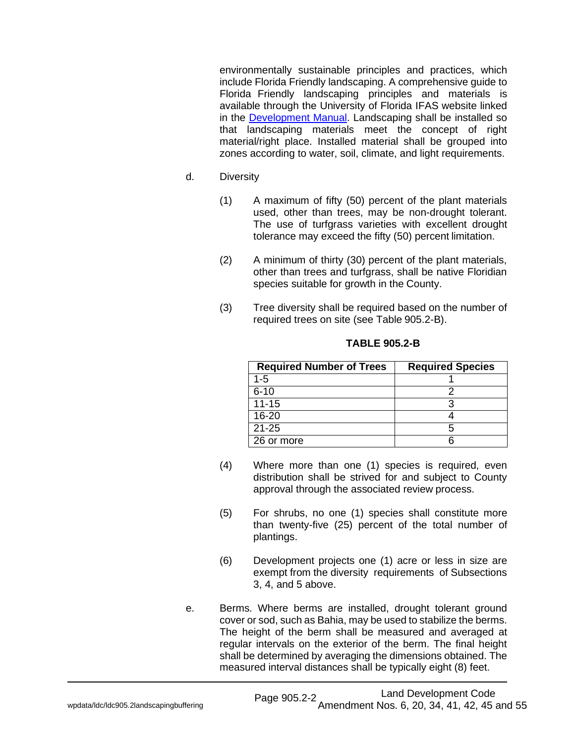environmentally sustainable principles and practices, which include Florida Friendly landscaping. A comprehensive guide to Florida Friendly landscaping principles and materials is available through the University of Florida IFAS website linked in the [Development Manual](). Landscaping shall be installed so that landscaping materials meet the concept of right material/right place. Installed material shall be grouped into zones according to water, soil, climate, and light requirements.

d. Diversity

(1) A maximum of fifty (50) percent of the plant materials used, other than trees, may be non-drought tolerant. The use of turfgrass varieties with excellent drought tolerance may exceed the fifty (50) percent limitation.

(2) A minimum of thirty (30) percent of the plant materials, other than trees and turfgrass, shall be native Floridian species suitable for growth in the County.

(3) Tree diversity shall be required based on the number of required trees on site (see Table 905.2-B).

**TABLE 905.2-B**

| Required Number of Trees | Required Species |
|---|---|
| 1-5 | 1 |
| 6-10 | 2 |
| 11-15 | 3 |
| 16-20 | 4 |
| 21-25 | 5 |
| 26 or more | 6 |

(4) Where more than one (1) species is required, even distribution shall be strived for and subject to County approval through the associated review process.

(5) For shrubs, no one (1) species shall constitute more than twenty-five (25) percent of the total number of plantings.

(6) Development projects one (1) acre or less in size are exempt from the diversity requirements of Subsections 3, 4, and 5 above.

e. Berms. Where berms are installed, drought tolerant ground cover or sod, such as Bahia, may be used to stabilize the berms. The height of the berm shall be measured and averaged at regular intervals on the exterior of the berm. The final height shall be determined by averaging the dimensions obtained. The measured interval distances shall be typically eight (8) feet.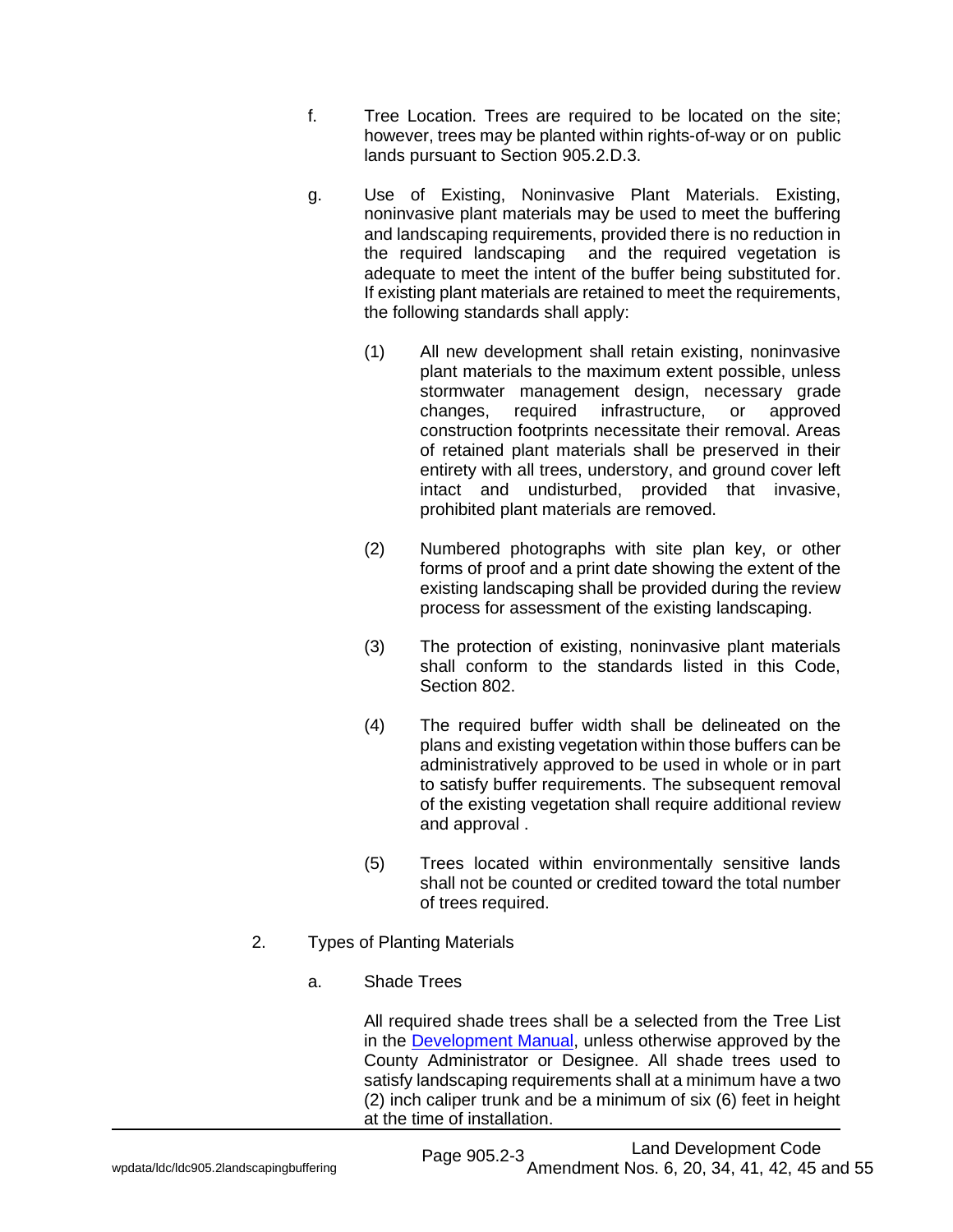f. Tree Location. Trees are required to be located on the site; however, trees may be planted within rights-of-way or on public lands pursuant to Section 905.2.D.3.

g. Use of Existing, Noninvasive Plant Materials. Existing, noninvasive plant materials may be used to meet the buffering and landscaping requirements, provided there is no reduction in the required landscaping and the required vegetation is adequate to meet the intent of the buffer being substituted for. If existing plant materials are retained to meet the requirements, the following standards shall apply:

   (1) All new development shall retain existing, noninvasive plant materials to the maximum extent possible, unless stormwater management design, necessary grade changes, required infrastructure, or approved construction footprints necessitate their removal. Areas of retained plant materials shall be preserved in their entirety with all trees, understory, and ground cover left intact and undisturbed, provided that invasive, prohibited plant materials are removed.

   (2) Numbered photographs with site plan key, or other forms of proof and a print date showing the extent of the existing landscaping shall be provided during the review process for assessment of the existing landscaping.

   (3) The protection of existing, noninvasive plant materials shall conform to the standards listed in this Code, Section 802.

   (4) The required buffer width shall be delineated on the plans and existing vegetation within those buffers can be administratively approved to be used in whole or in part to satisfy buffer requirements. The subsequent removal of the existing vegetation shall require additional review and approval .

   (5) Trees located within environmentally sensitive lands shall not be counted or credited toward the total number of trees required.

2. Types of Planting Materials

   a. Shade Trees

   All required shade trees shall be a selected from the Tree List in the [Development Manual](), unless otherwise approved by the County Administrator or Designee. All shade trees used to satisfy landscaping requirements shall at a minimum have a two (2) inch caliper trunk and be a minimum of six (6) feet in height at the time of installation.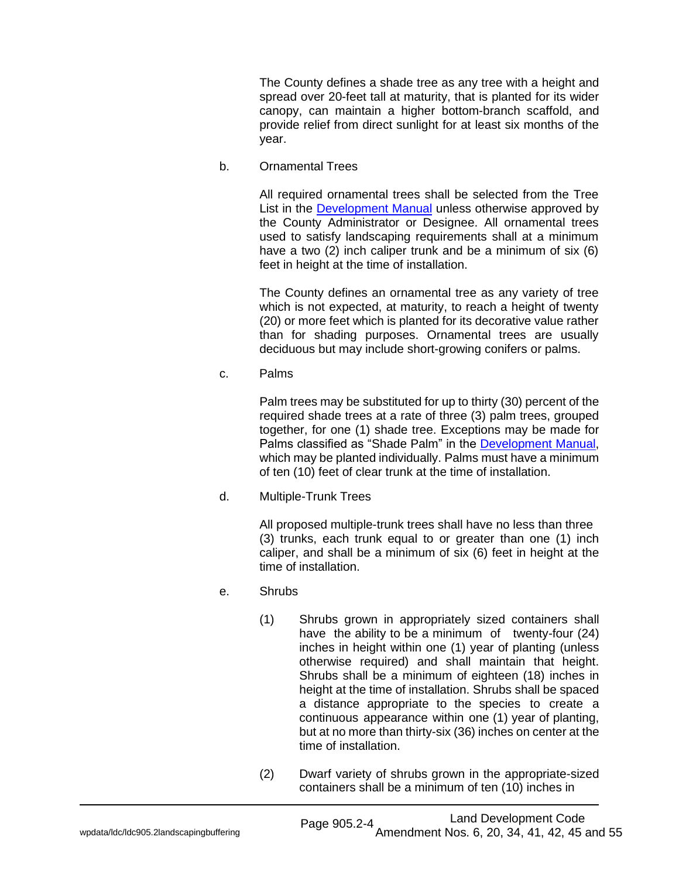The County defines a shade tree as any tree with a height and spread over 20-feet tall at maturity, that is planted for its wider canopy, can maintain a higher bottom-branch scaffold, and provide relief from direct sunlight for at least six months of the year.

b. Ornamental Trees

All required ornamental trees shall be selected from the Tree List in the Development Manual unless otherwise approved by the County Administrator or Designee. All ornamental trees used to satisfy landscaping requirements shall at a minimum have a two (2) inch caliper trunk and be a minimum of six (6) feet in height at the time of installation.

The County defines an ornamental tree as any variety of tree which is not expected, at maturity, to reach a height of twenty (20) or more feet which is planted for its decorative value rather than for shading purposes. Ornamental trees are usually deciduous but may include short-growing conifers or palms.

c. Palms

Palm trees may be substituted for up to thirty (30) percent of the required shade trees at a rate of three (3) palm trees, grouped together, for one (1) shade tree. Exceptions may be made for Palms classified as "Shade Palm" in the Development Manual, which may be planted individually. Palms must have a minimum of ten (10) feet of clear trunk at the time of installation.

d. Multiple-Trunk Trees

All proposed multiple-trunk trees shall have no less than three (3) trunks, each trunk equal to or greater than one (1) inch caliper, and shall be a minimum of six (6) feet in height at the time of installation.

e. Shrubs

(1) Shrubs grown in appropriately sized containers shall have the ability to be a minimum of twenty-four (24) inches in height within one (1) year of planting (unless otherwise required) and shall maintain that height. Shrubs shall be a minimum of eighteen (18) inches in height at the time of installation. Shrubs shall be spaced a distance appropriate to the species to create a continuous appearance within one (1) year of planting, but at no more than thirty-six (36) inches on center at the time of installation.

(2) Dwarf variety of shrubs grown in the appropriate-sized containers shall be a minimum of ten (10) inches in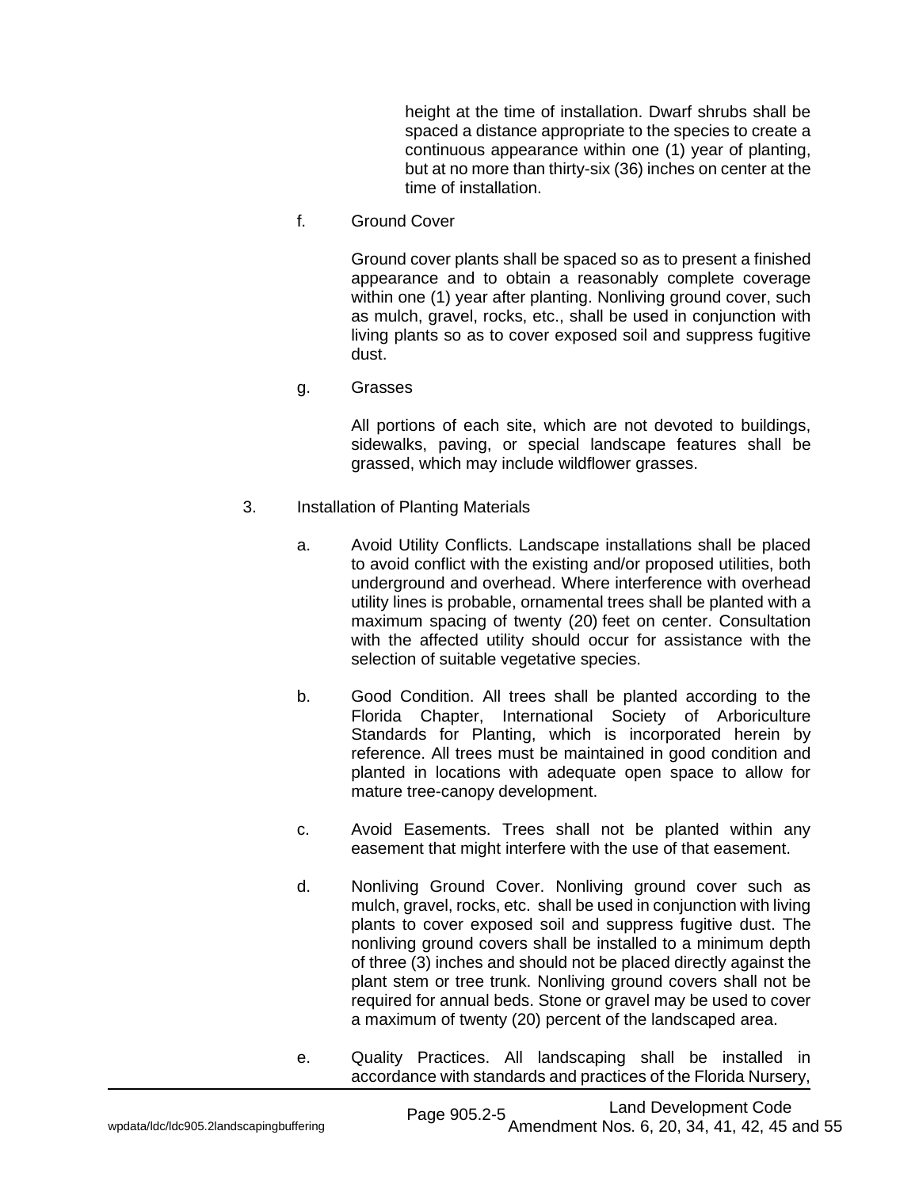height at the time of installation. Dwarf shrubs shall be spaced a distance appropriate to the species to create a continuous appearance within one (1) year of planting, but at no more than thirty-six (36) inches on center at the time of installation.

f. Ground Cover

Ground cover plants shall be spaced so as to present a finished appearance and to obtain a reasonably complete coverage within one (1) year after planting. Nonliving ground cover, such as mulch, gravel, rocks, etc., shall be used in conjunction with living plants so as to cover exposed soil and suppress fugitive dust.

g. Grasses

All portions of each site, which are not devoted to buildings, sidewalks, paving, or special landscape features shall be grassed, which may include wildflower grasses.

3. Installation of Planting Materials

a. Avoid Utility Conflicts. Landscape installations shall be placed to avoid conflict with the existing and/or proposed utilities, both underground and overhead. Where interference with overhead utility lines is probable, ornamental trees shall be planted with a maximum spacing of twenty (20) feet on center. Consultation with the affected utility should occur for assistance with the selection of suitable vegetative species.

b. Good Condition. All trees shall be planted according to the Florida Chapter, International Society of Arboriculture Standards for Planting, which is incorporated herein by reference. All trees must be maintained in good condition and planted in locations with adequate open space to allow for mature tree-canopy development.

c. Avoid Easements. Trees shall not be planted within any easement that might interfere with the use of that easement.

d. Nonliving Ground Cover. Nonliving ground cover such as mulch, gravel, rocks, etc. shall be used in conjunction with living plants to cover exposed soil and suppress fugitive dust. The nonliving ground covers shall be installed to a minimum depth of three (3) inches and should not be placed directly against the plant stem or tree trunk. Nonliving ground covers shall not be required for annual beds. Stone or gravel may be used to cover a maximum of twenty (20) percent of the landscaped area.

e. Quality Practices. All landscaping shall be installed in accordance with standards and practices of the Florida Nursery,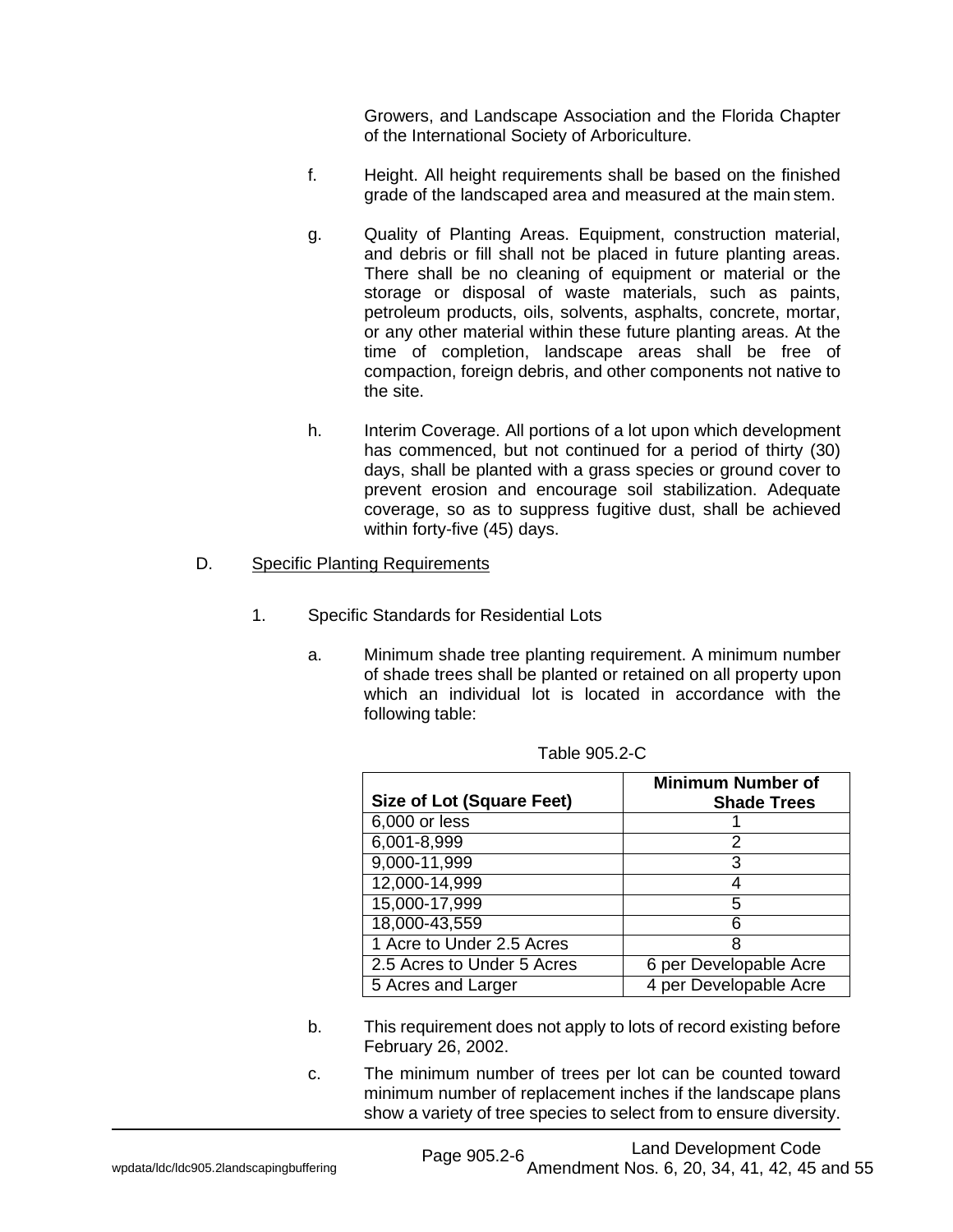Growers, and Landscape Association and the Florida Chapter of the International Society of Arboriculture.

f. Height. All height requirements shall be based on the finished grade of the landscaped area and measured at the main stem.

g. Quality of Planting Areas. Equipment, construction material, and debris or fill shall not be placed in future planting areas. There shall be no cleaning of equipment or material or the storage or disposal of waste materials, such as paints, petroleum products, oils, solvents, asphalts, concrete, mortar, or any other material within these future planting areas. At the time of completion, landscape areas shall be free of compaction, foreign debris, and other components not native to the site.

h. Interim Coverage. All portions of a lot upon which development has commenced, but not continued for a period of thirty (30) days, shall be planted with a grass species or ground cover to prevent erosion and encourage soil stabilization. Adequate coverage, so as to suppress fugitive dust, shall be achieved within forty-five (45) days.

D. Specific Planting Requirements

1. Specific Standards for Residential Lots

a. Minimum shade tree planting requirement. A minimum number of shade trees shall be planted or retained on all property upon which an individual lot is located in accordance with the following table:

Table 905.2-C

| Size of Lot (Square Feet) | Minimum Number of Shade Trees |
|---|---|
| 6,000 or less | 1 |
| 6,001-8,999 | 2 |
| 9,000-11,999 | 3 |
| 12,000-14,999 | 4 |
| 15,000-17,999 | 5 |
| 18,000-43,559 | 6 |
| 1 Acre to Under 2.5 Acres | 8 |
| 2.5 Acres to Under 5 Acres | 6 per Developable Acre |
| 5 Acres and Larger | 4 per Developable Acre |

b. This requirement does not apply to lots of record existing before February 26, 2002.

c. The minimum number of trees per lot can be counted toward minimum number of replacement inches if the landscape plans show a variety of tree species to select from to ensure diversity.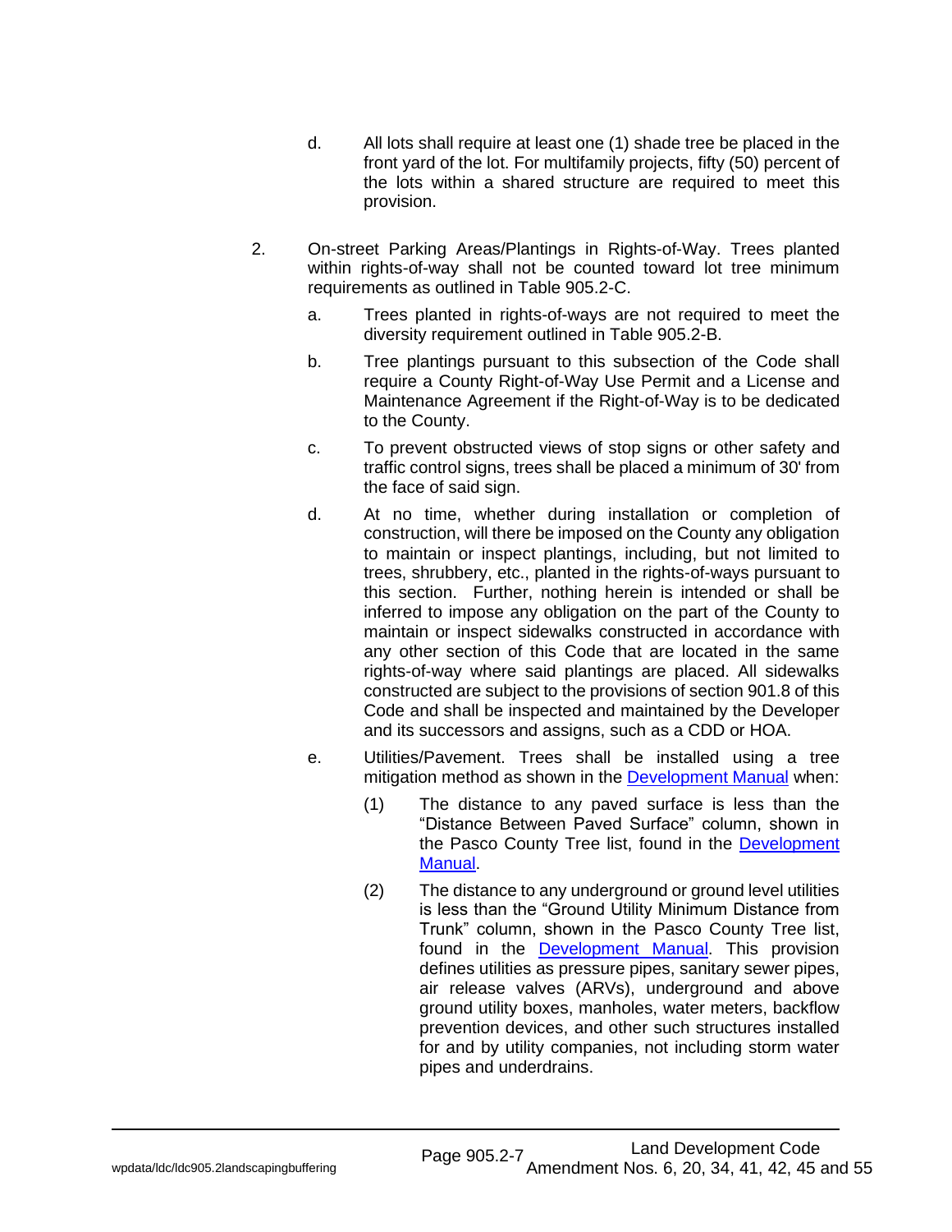d. All lots shall require at least one (1) shade tree be placed in the front yard of the lot. For multifamily projects, fifty (50) percent of the lots within a shared structure are required to meet this provision.

2. On-street Parking Areas/Plantings in Rights-of-Way. Trees planted within rights-of-way shall not be counted toward lot tree minimum requirements as outlined in Table 905.2-C.

   a. Trees planted in rights-of-ways are not required to meet the diversity requirement outlined in Table 905.2-B.

   b. Tree plantings pursuant to this subsection of the Code shall require a County Right-of-Way Use Permit and a License and Maintenance Agreement if the Right-of-Way is to be dedicated to the County.

   c. To prevent obstructed views of stop signs or other safety and traffic control signs, trees shall be placed a minimum of 30' from the face of said sign.

   d. At no time, whether during installation or completion of construction, will there be imposed on the County any obligation to maintain or inspect plantings, including, but not limited to trees, shrubbery, etc., planted in the rights-of-ways pursuant to this section. Further, nothing herein is intended or shall be inferred to impose any obligation on the part of the County to maintain or inspect sidewalks constructed in accordance with any other section of this Code that are located in the same rights-of-way where said plantings are placed. All sidewalks constructed are subject to the provisions of section 901.8 of this Code and shall be inspected and maintained by the Developer and its successors and assigns, such as a CDD or HOA.

   e. Utilities/Pavement. Trees shall be installed using a tree mitigation method as shown in the Development Manual when:

      (1) The distance to any paved surface is less than the "Distance Between Paved Surface" column, shown in the Pasco County Tree list, found in the Development Manual.

      (2) The distance to any underground or ground level utilities is less than the "Ground Utility Minimum Distance from Trunk" column, shown in the Pasco County Tree list, found in the Development Manual. This provision defines utilities as pressure pipes, sanitary sewer pipes, air release valves (ARVs), underground and above ground utility boxes, manholes, water meters, backflow prevention devices, and other such structures installed for and by utility companies, not including storm water pipes and underdrains.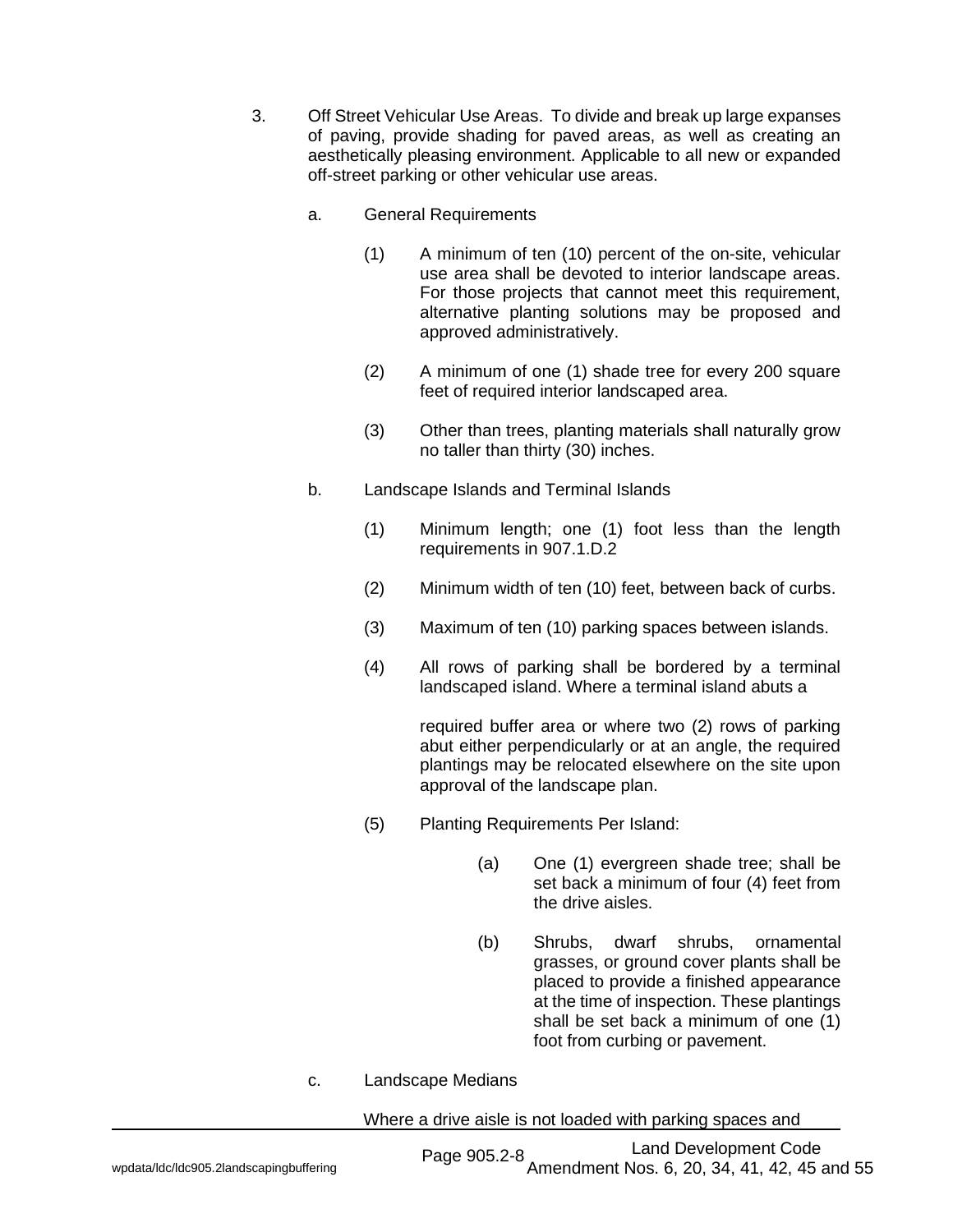3. Off Street Vehicular Use Areas. To divide and break up large expanses of paving, provide shading for paved areas, as well as creating an aesthetically pleasing environment. Applicable to all new or expanded off-street parking or other vehicular use areas.

   a. General Requirements

      (1) A minimum of ten (10) percent of the on-site, vehicular use area shall be devoted to interior landscape areas. For those projects that cannot meet this requirement, alternative planting solutions may be proposed and approved administratively.

      (2) A minimum of one (1) shade tree for every 200 square feet of required interior landscaped area.

      (3) Other than trees, planting materials shall naturally grow no taller than thirty (30) inches.

   b. Landscape Islands and Terminal Islands

      (1) Minimum length; one (1) foot less than the length requirements in 907.1.D.2

      (2) Minimum width of ten (10) feet, between back of curbs.

      (3) Maximum of ten (10) parking spaces between islands.

      (4) All rows of parking shall be bordered by a terminal landscaped island. Where a terminal island abuts a required buffer area or where two (2) rows of parking abut either perpendicularly or at an angle, the required plantings may be relocated elsewhere on the site upon approval of the landscape plan.

      (5) Planting Requirements Per Island:

         (a) One (1) evergreen shade tree; shall be set back a minimum of four (4) feet from the drive aisles.

         (b) Shrubs, dwarf shrubs, ornamental grasses, or ground cover plants shall be placed to provide a finished appearance at the time of inspection. These plantings shall be set back a minimum of one (1) foot from curbing or pavement.

   c. Landscape Medians

      Where a drive aisle is not loaded with parking spaces and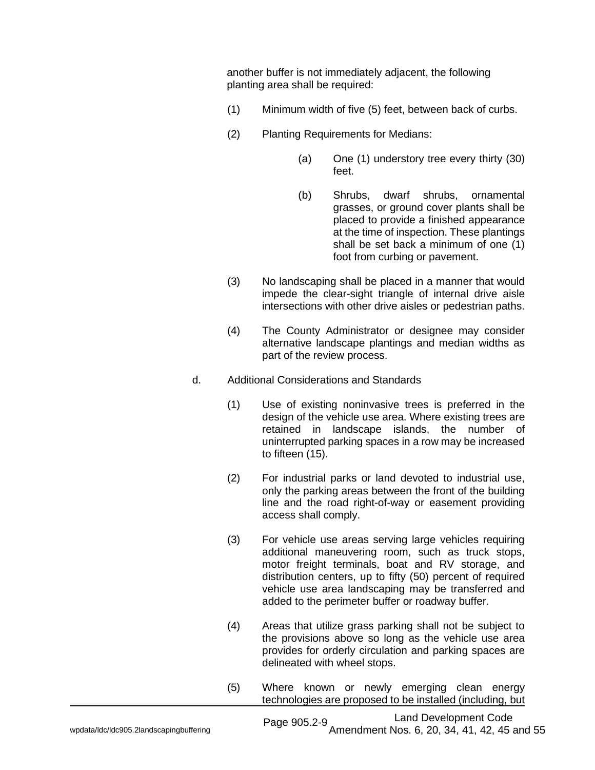another buffer is not immediately adjacent, the following planting area shall be required:

(1) Minimum width of five (5) feet, between back of curbs.

(2) Planting Requirements for Medians:

(a) One (1) understory tree every thirty (30) feet.

(b) Shrubs, dwarf shrubs, ornamental grasses, or ground cover plants shall be placed to provide a finished appearance at the time of inspection. These plantings shall be set back a minimum of one (1) foot from curbing or pavement.

(3) No landscaping shall be placed in a manner that would impede the clear-sight triangle of internal drive aisle intersections with other drive aisles or pedestrian paths.

(4) The County Administrator or designee may consider alternative landscape plantings and median widths as part of the review process.

d. Additional Considerations and Standards

(1) Use of existing noninvasive trees is preferred in the design of the vehicle use area. Where existing trees are retained in landscape islands, the number of uninterrupted parking spaces in a row may be increased to fifteen (15).

(2) For industrial parks or land devoted to industrial use, only the parking areas between the front of the building line and the road right-of-way or easement providing access shall comply.

(3) For vehicle use areas serving large vehicles requiring additional maneuvering room, such as truck stops, motor freight terminals, boat and RV storage, and distribution centers, up to fifty (50) percent of required vehicle use area landscaping may be transferred and added to the perimeter buffer or roadway buffer.

(4) Areas that utilize grass parking shall not be subject to the provisions above so long as the vehicle use area provides for orderly circulation and parking spaces are delineated with wheel stops.

(5) Where known or newly emerging clean energy technologies are proposed to be installed (including, but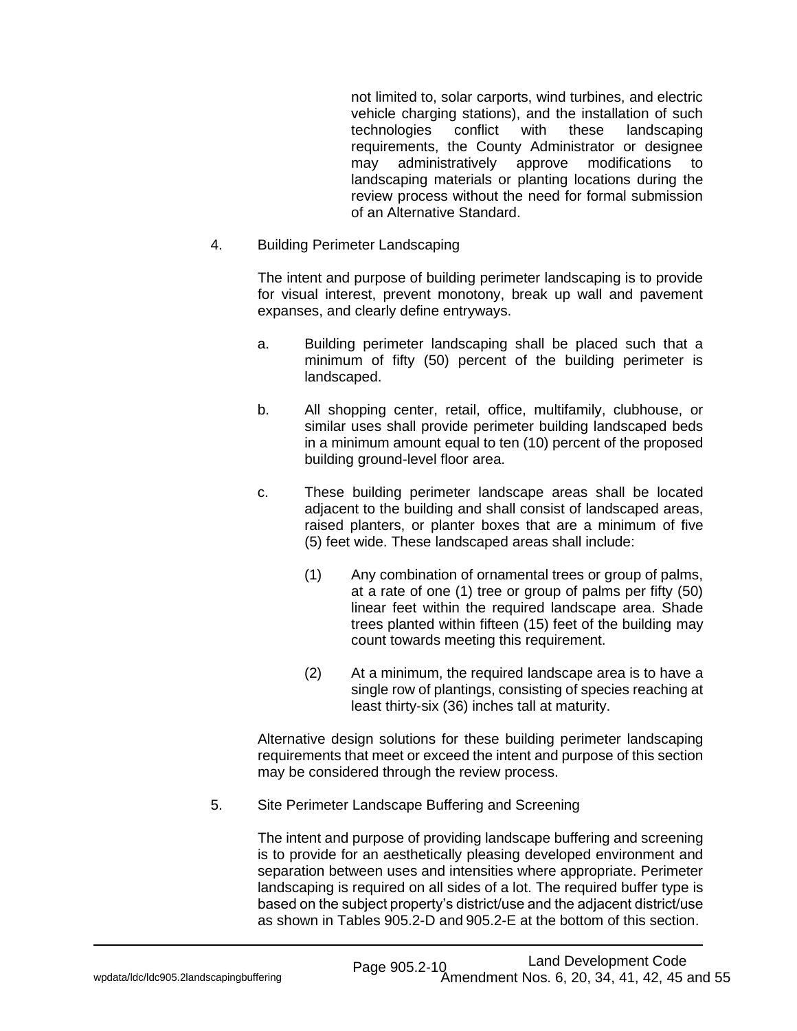not limited to, solar carports, wind turbines, and electric vehicle charging stations), and the installation of such technologies conflict with these landscaping requirements, the County Administrator or designee may administratively approve modifications to landscaping materials or planting locations during the review process without the need for formal submission of an Alternative Standard.

4. Building Perimeter Landscaping

   The intent and purpose of building perimeter landscaping is to provide for visual interest, prevent monotony, break up wall and pavement expanses, and clearly define entryways.

   a. Building perimeter landscaping shall be placed such that a minimum of fifty (50) percent of the building perimeter is landscaped.

   b. All shopping center, retail, office, multifamily, clubhouse, or similar uses shall provide perimeter building landscaped beds in a minimum amount equal to ten (10) percent of the proposed building ground-level floor area.

   c. These building perimeter landscape areas shall be located adjacent to the building and shall consist of landscaped areas, raised planters, or planter boxes that are a minimum of five (5) feet wide. These landscaped areas shall include:

      (1) Any combination of ornamental trees or group of palms, at a rate of one (1) tree or group of palms per fifty (50) linear feet within the required landscape area. Shade trees planted within fifteen (15) feet of the building may count towards meeting this requirement.

      (2) At a minimum, the required landscape area is to have a single row of plantings, consisting of species reaching at least thirty-six (36) inches tall at maturity.

   Alternative design solutions for these building perimeter landscaping requirements that meet or exceed the intent and purpose of this section may be considered through the review process.

5. Site Perimeter Landscape Buffering and Screening

   The intent and purpose of providing landscape buffering and screening is to provide for an aesthetically pleasing developed environment and separation between uses and intensities where appropriate. Perimeter landscaping is required on all sides of a lot. The required buffer type is based on the subject property's district/use and the adjacent district/use as shown in Tables 905.2-D and 905.2-E at the bottom of this section.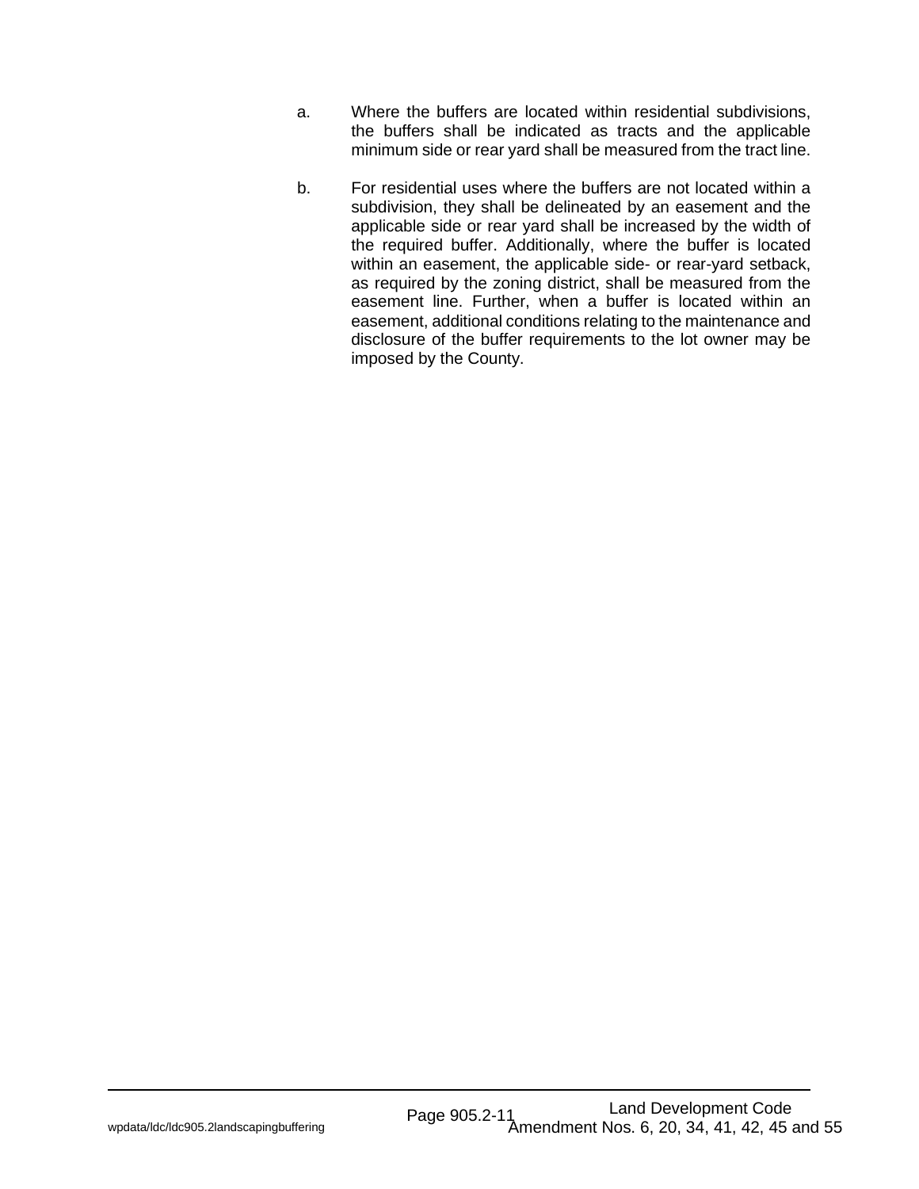a. Where the buffers are located within residential subdivisions, the buffers shall be indicated as tracts and the applicable minimum side or rear yard shall be measured from the tract line.

b. For residential uses where the buffers are not located within a subdivision, they shall be delineated by an easement and the applicable side or rear yard shall be increased by the width of the required buffer. Additionally, where the buffer is located within an easement, the applicable side- or rear-yard setback, as required by the zoning district, shall be measured from the easement line. Further, when a buffer is located within an easement, additional conditions relating to the maintenance and disclosure of the buffer requirements to the lot owner may be imposed by the County.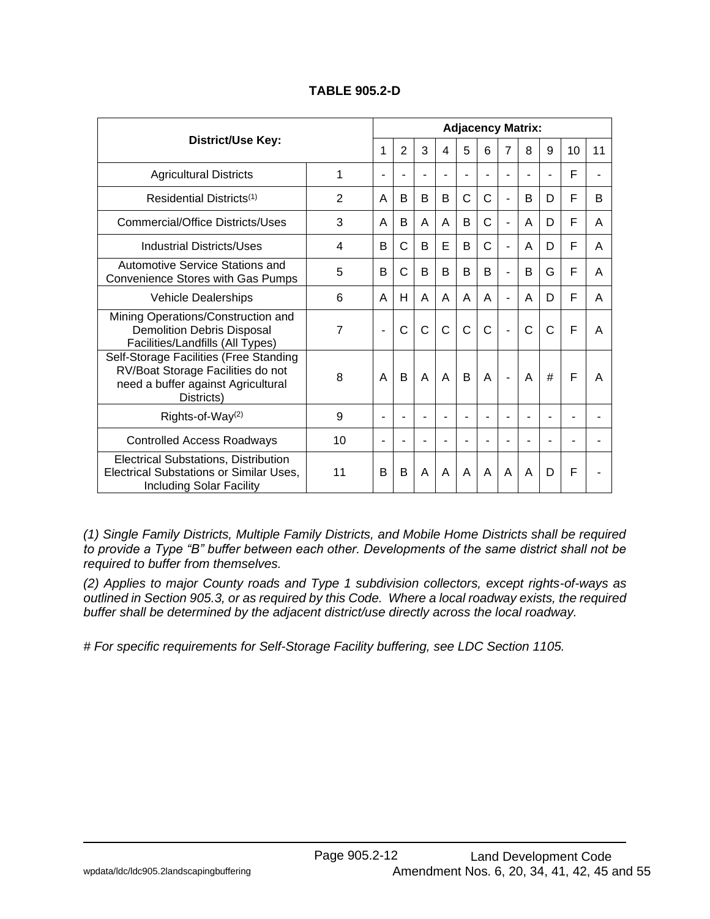**TABLE 905.2-D**

| District/Use Key: | | Adjacency Matrix: | | | | | | | | | | |
|---|---|---|---|---|---|---|---|---|---|---|---|---|
| | | 1 | 2 | 3 | 4 | 5 | 6 | 7 | 8 | 9 | 10 | 11 |
| Agricultural Districts | 1 | - | - | - | - | - | - | - | - | - | F | - |
| Residential Districts[1] | 2 | A | B | B | B | C | C | - | B | D | F | B |
| Commercial/Office Districts/Uses | 3 | A | B | A | A | B | C | - | A | D | F | A |
| Industrial Districts/Uses | 4 | B | C | B | E | B | C | - | A | D | F | A |
| Automotive Service Stations and Convenience Stores with Gas Pumps | 5 | B | C | B | B | B | B | - | B | G | F | A |
| Vehicle Dealerships | 6 | A | H | A | A | A | A | - | A | D | F | A |
| Mining Operations/Construction and Demolition Debris Disposal Facilities/Landfills (All Types) | 7 | - | C | C | C | C | C | - | C | C | F | A |
| Self-Storage Facilities (Free Standing RV/Boat Storage Facilities do not need a buffer against Agricultural Districts) | 8 | A | B | A | A | B | A | - | A | # | F | A |
| Rights-of-Way[2] | 9 | - | - | - | - | - | - | - | - | - | - | - |
| Controlled Access Roadways | 10 | - | - | - | - | - | - | - | - | - | - | - |
| Electrical Substations, Distribution Electrical Substations or Similar Uses, Including Solar Facility | 11 | B | B | A | A | A | A | A | A | D | F | - |

*(1) Single Family Districts, Multiple Family Districts, and Mobile Home Districts shall be required to provide a Type "B" buffer between each other. Developments of the same district shall not be required to buffer from themselves.*

*(2) Applies to major County roads and Type 1 subdivision collectors, except rights-of-ways as outlined in Section 905.3, or as required by this Code. Where a local roadway exists, the required buffer shall be determined by the adjacent district/use directly across the local roadway.*

*# For specific requirements for Self-Storage Facility buffering, see LDC Section 1105.*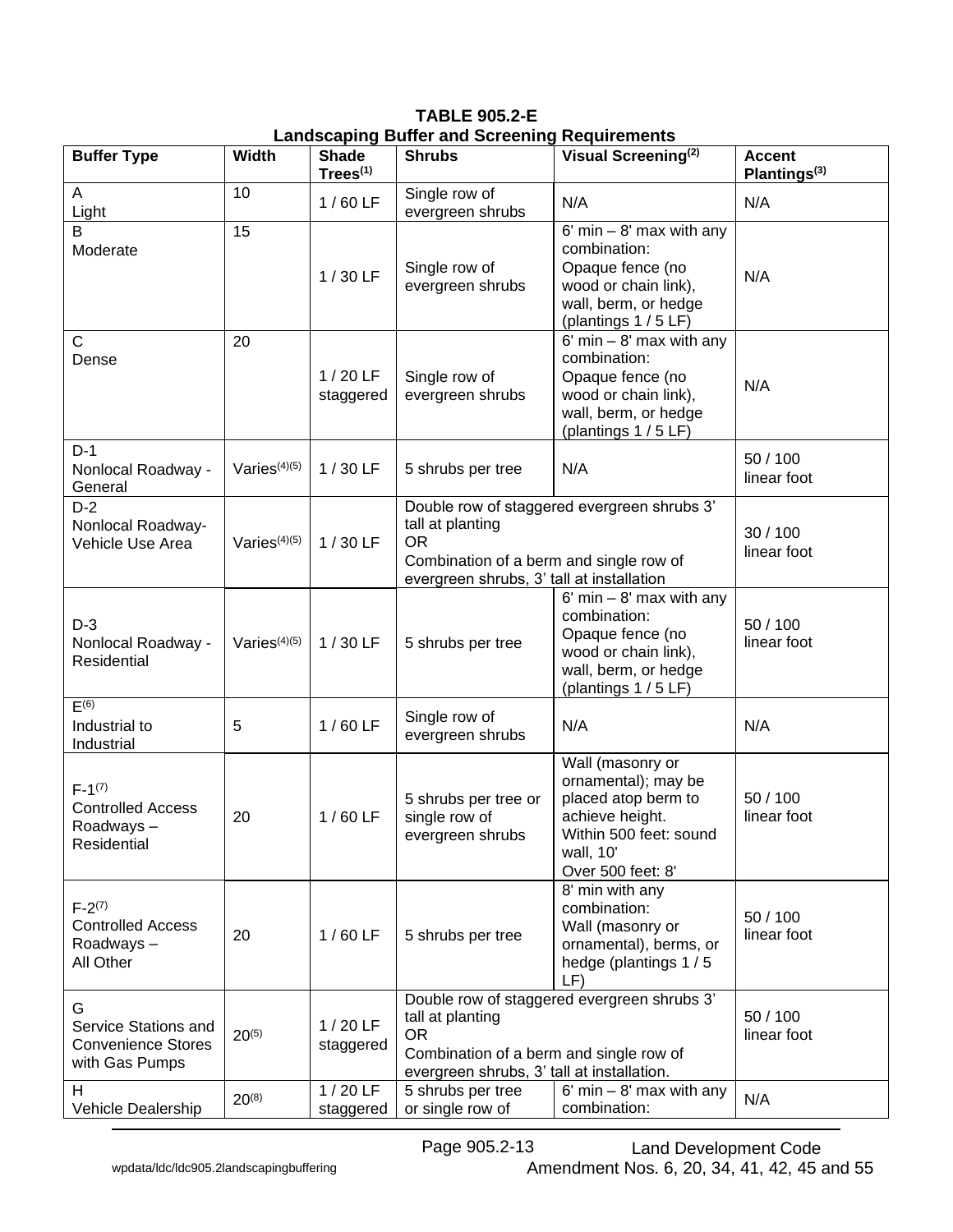**TABLE 905.2-E**
**Landscaping Buffer and Screening Requirements**

| Buffer Type | Width | Shade Trees[1] | Shrubs | Visual Screening[2] | Accent Plantings[3] |
|---|---|---|---|---|---|
| A<br>Light | 10 | 1 / 60 LF | Single row of evergreen shrubs | N/A | N/A |
| B<br>Moderate | 15 | 1 / 30 LF | Single row of evergreen shrubs | 6' min – 8' max with any combination:<br>Opaque fence (no wood or chain link), wall, berm, or hedge (plantings 1 / 5 LF) | N/A |
| C<br>Dense | 20 | 1 / 20 LF staggered | Single row of evergreen shrubs | 6' min – 8' max with any combination:<br>Opaque fence (no wood or chain link), wall, berm, or hedge (plantings 1 / 5 LF) | N/A |
| D-1<br>Nonlocal Roadway - General | Varies[4][5] | 1 / 30 LF | 5 shrubs per tree | N/A | 50 / 100 linear foot |
| D-2<br>Nonlocal Roadway-Vehicle Use Area | Varies[4][5] | 1 / 30 LF | Double row of staggered evergreen shrubs 3' tall at planting<br>OR<br>Combination of a berm and single row of evergreen shrubs, 3' tall at installation | | 30 / 100 linear foot |
| D-3<br>Nonlocal Roadway - Residential | Varies[4][5] | 1 / 30 LF | 5 shrubs per tree | 6' min – 8' max with any combination:<br>Opaque fence (no wood or chain link), wall, berm, or hedge (plantings 1 / 5 LF) | 50 / 100 linear foot |
| E[6]<br>Industrial to Industrial | 5 | 1 / 60 LF | Single row of evergreen shrubs | N/A | N/A |
| F-1[7]<br>Controlled Access Roadways – Residential | 20 | 1 / 60 LF | 5 shrubs per tree or single row of evergreen shrubs | Wall (masonry or ornamental); may be placed atop berm to achieve height.<br>Within 500 feet: sound wall, 10'<br>Over 500 feet: 8' | 50 / 100 linear foot |
| F-2[7]<br>Controlled Access Roadways – All Other | 20 | 1 / 60 LF | 5 shrubs per tree | 8' min with any combination:<br>Wall (masonry or ornamental), berms, or hedge (plantings 1 / 5 LF) | 50 / 100 linear foot |
| G<br>Service Stations and Convenience Stores with Gas Pumps | 20[5] | 1 / 20 LF staggered | Double row of staggered evergreen shrubs 3' tall at planting<br>OR<br>Combination of a berm and single row of evergreen shrubs, 3' tall at installation. | | 50 / 100 linear foot |
| H<br>Vehicle Dealership | 20[8] | 1 / 20 LF staggered | 5 shrubs per tree or single row of | 6' min – 8' max with any combination: | N/A |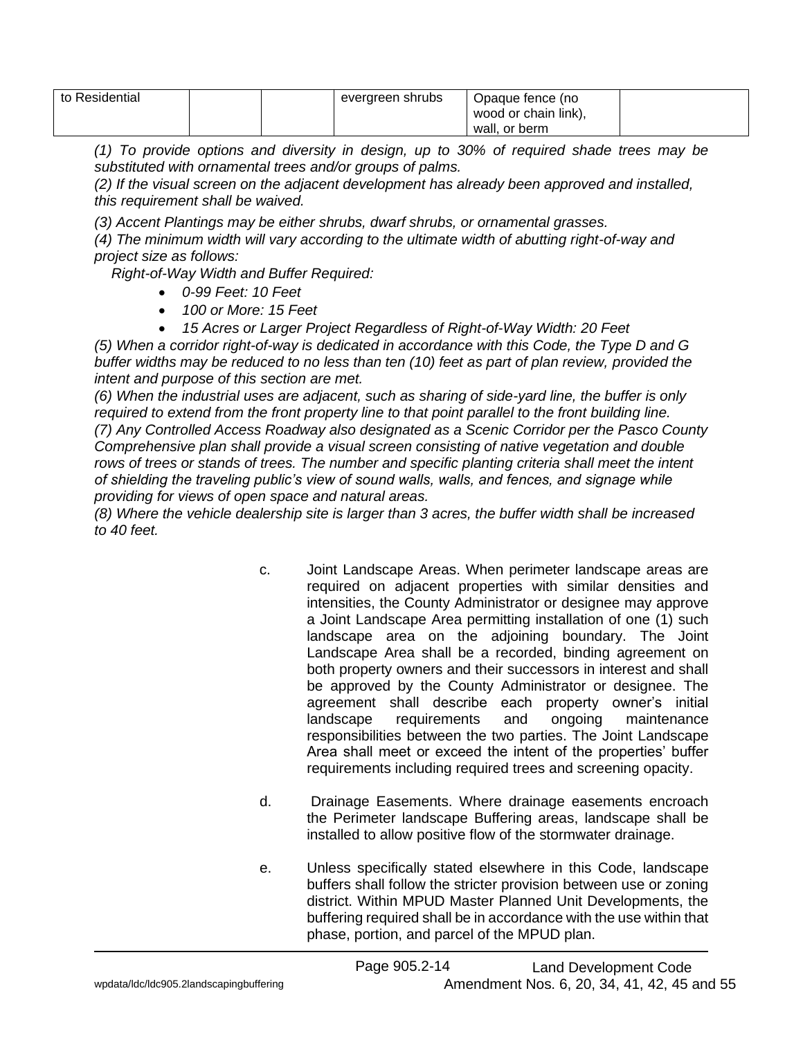| to Residential | | | evergreen shrubs | Opaque fence (no wood or chain link), wall, or berm | |
|---|---|---|---|---|---|

*(1) To provide options and diversity in design, up to 30% of required shade trees may be substituted with ornamental trees and/or groups of palms.*

*(2) If the visual screen on the adjacent development has already been approved and installed, this requirement shall be waived.*

*(3) Accent Plantings may be either shrubs, dwarf shrubs, or ornamental grasses.*

*(4) The minimum width will vary according to the ultimate width of abutting right-of-way and project size as follows:*

*Right-of-Way Width and Buffer Required:*

- *0-99 Feet: 10 Feet*
- *100 or More: 15 Feet*
- *15 Acres or Larger Project Regardless of Right-of-Way Width: 20 Feet*

*(5) When a corridor right-of-way is dedicated in accordance with this Code, the Type D and G buffer widths may be reduced to no less than ten (10) feet as part of plan review, provided the intent and purpose of this section are met.*

*(6) When the industrial uses are adjacent, such as sharing of side-yard line, the buffer is only required to extend from the front property line to that point parallel to the front building line.*

*(7) Any Controlled Access Roadway also designated as a Scenic Corridor per the Pasco County Comprehensive plan shall provide a visual screen consisting of native vegetation and double rows of trees or stands of trees. The number and specific planting criteria shall meet the intent of shielding the traveling public's view of sound walls, walls, and fences, and signage while providing for views of open space and natural areas.*

*(8) Where the vehicle dealership site is larger than 3 acres, the buffer width shall be increased to 40 feet.*

c. Joint Landscape Areas. When perimeter landscape areas are required on adjacent properties with similar densities and intensities, the County Administrator or designee may approve a Joint Landscape Area permitting installation of one (1) such landscape area on the adjoining boundary. The Joint Landscape Area shall be a recorded, binding agreement on both property owners and their successors in interest and shall be approved by the County Administrator or designee. The agreement shall describe each property owner's initial landscape requirements and ongoing maintenance responsibilities between the two parties. The Joint Landscape Area shall meet or exceed the intent of the properties' buffer requirements including required trees and screening opacity.

d. Drainage Easements. Where drainage easements encroach the Perimeter landscape Buffering areas, landscape shall be installed to allow positive flow of the stormwater drainage.

e. Unless specifically stated elsewhere in this Code, landscape buffers shall follow the stricter provision between use or zoning district. Within MPUD Master Planned Unit Developments, the buffering required shall be in accordance with the use within that phase, portion, and parcel of the MPUD plan.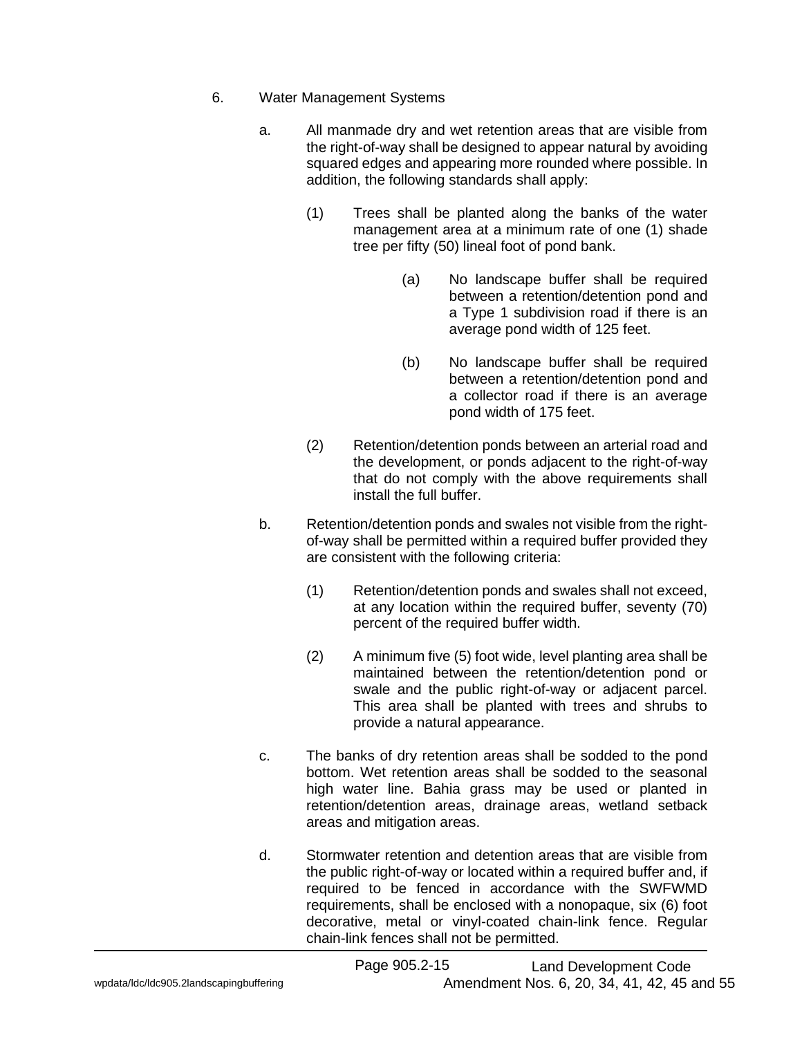6. Water Management Systems

   a. All manmade dry and wet retention areas that are visible from the right-of-way shall be designed to appear natural by avoiding squared edges and appearing more rounded where possible. In addition, the following standards shall apply:

      (1) Trees shall be planted along the banks of the water management area at a minimum rate of one (1) shade tree per fifty (50) lineal foot of pond bank.

         (a) No landscape buffer shall be required between a retention/detention pond and a Type 1 subdivision road if there is an average pond width of 125 feet.

         (b) No landscape buffer shall be required between a retention/detention pond and a collector road if there is an average pond width of 175 feet.

      (2) Retention/detention ponds between an arterial road and the development, or ponds adjacent to the right-of-way that do not comply with the above requirements shall install the full buffer.

   b. Retention/detention ponds and swales not visible from the right-of-way shall be permitted within a required buffer provided they are consistent with the following criteria:

      (1) Retention/detention ponds and swales shall not exceed, at any location within the required buffer, seventy (70) percent of the required buffer width.

      (2) A minimum five (5) foot wide, level planting area shall be maintained between the retention/detention pond or swale and the public right-of-way or adjacent parcel. This area shall be planted with trees and shrubs to provide a natural appearance.

   c. The banks of dry retention areas shall be sodded to the pond bottom. Wet retention areas shall be sodded to the seasonal high water line. Bahia grass may be used or planted in retention/detention areas, drainage areas, wetland setback areas and mitigation areas.

   d. Stormwater retention and detention areas that are visible from the public right-of-way or located within a required buffer and, if required to be fenced in accordance with the SWFWMD requirements, shall be enclosed with a nonopaque, six (6) foot decorative, metal or vinyl-coated chain-link fence. Regular chain-link fences shall not be permitted.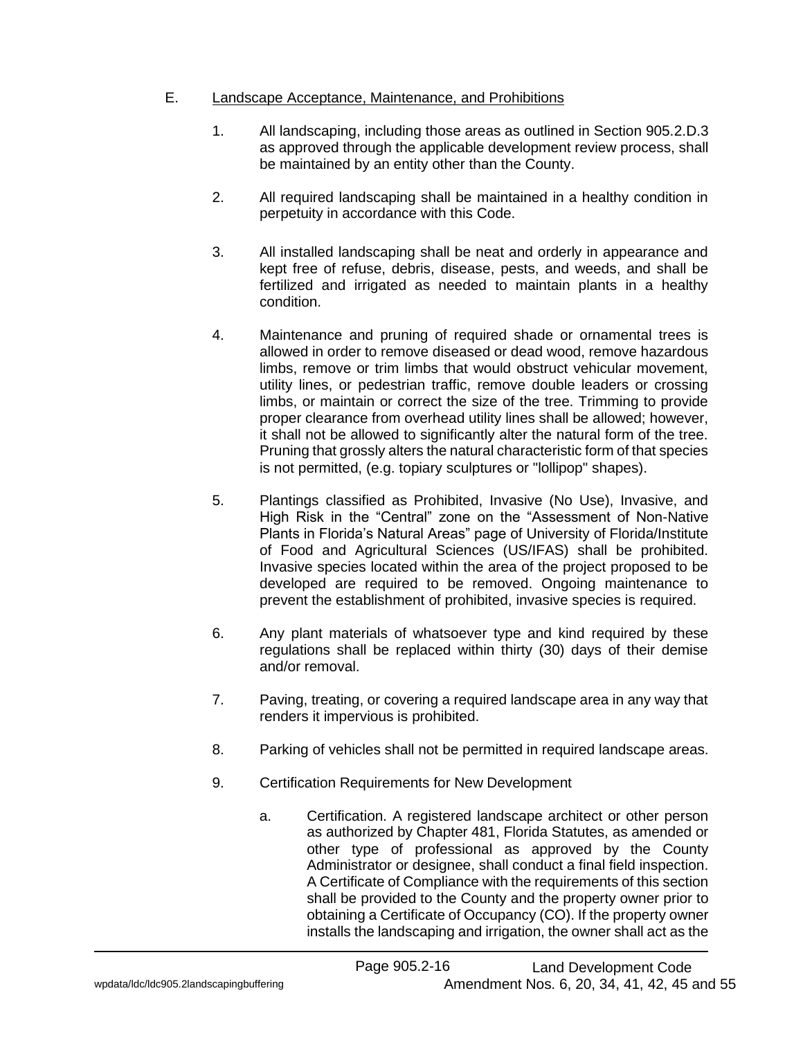E. Landscape Acceptance, Maintenance, and Prohibitions

1. All landscaping, including those areas as outlined in Section 905.2.D.3 as approved through the applicable development review process, shall be maintained by an entity other than the County.

2. All required landscaping shall be maintained in a healthy condition in perpetuity in accordance with this Code.

3. All installed landscaping shall be neat and orderly in appearance and kept free of refuse, debris, disease, pests, and weeds, and shall be fertilized and irrigated as needed to maintain plants in a healthy condition.

4. Maintenance and pruning of required shade or ornamental trees is allowed in order to remove diseased or dead wood, remove hazardous limbs, remove or trim limbs that would obstruct vehicular movement, utility lines, or pedestrian traffic, remove double leaders or crossing limbs, or maintain or correct the size of the tree. Trimming to provide proper clearance from overhead utility lines shall be allowed; however, it shall not be allowed to significantly alter the natural form of the tree. Pruning that grossly alters the natural characteristic form of that species is not permitted, (e.g. topiary sculptures or "lollipop" shapes).

5. Plantings classified as Prohibited, Invasive (No Use), Invasive, and High Risk in the "Central" zone on the "Assessment of Non-Native Plants in Florida's Natural Areas" page of University of Florida/Institute of Food and Agricultural Sciences (US/IFAS) shall be prohibited. Invasive species located within the area of the project proposed to be developed are required to be removed. Ongoing maintenance to prevent the establishment of prohibited, invasive species is required.

6. Any plant materials of whatsoever type and kind required by these regulations shall be replaced within thirty (30) days of their demise and/or removal.

7. Paving, treating, or covering a required landscape area in any way that renders it impervious is prohibited.

8. Parking of vehicles shall not be permitted in required landscape areas.

9. Certification Requirements for New Development

   a. Certification. A registered landscape architect or other person as authorized by Chapter 481, Florida Statutes, as amended or other type of professional as approved by the County Administrator or designee, shall conduct a final field inspection. A Certificate of Compliance with the requirements of this section shall be provided to the County and the property owner prior to obtaining a Certificate of Occupancy (CO). If the property owner installs the landscaping and irrigation, the owner shall act as the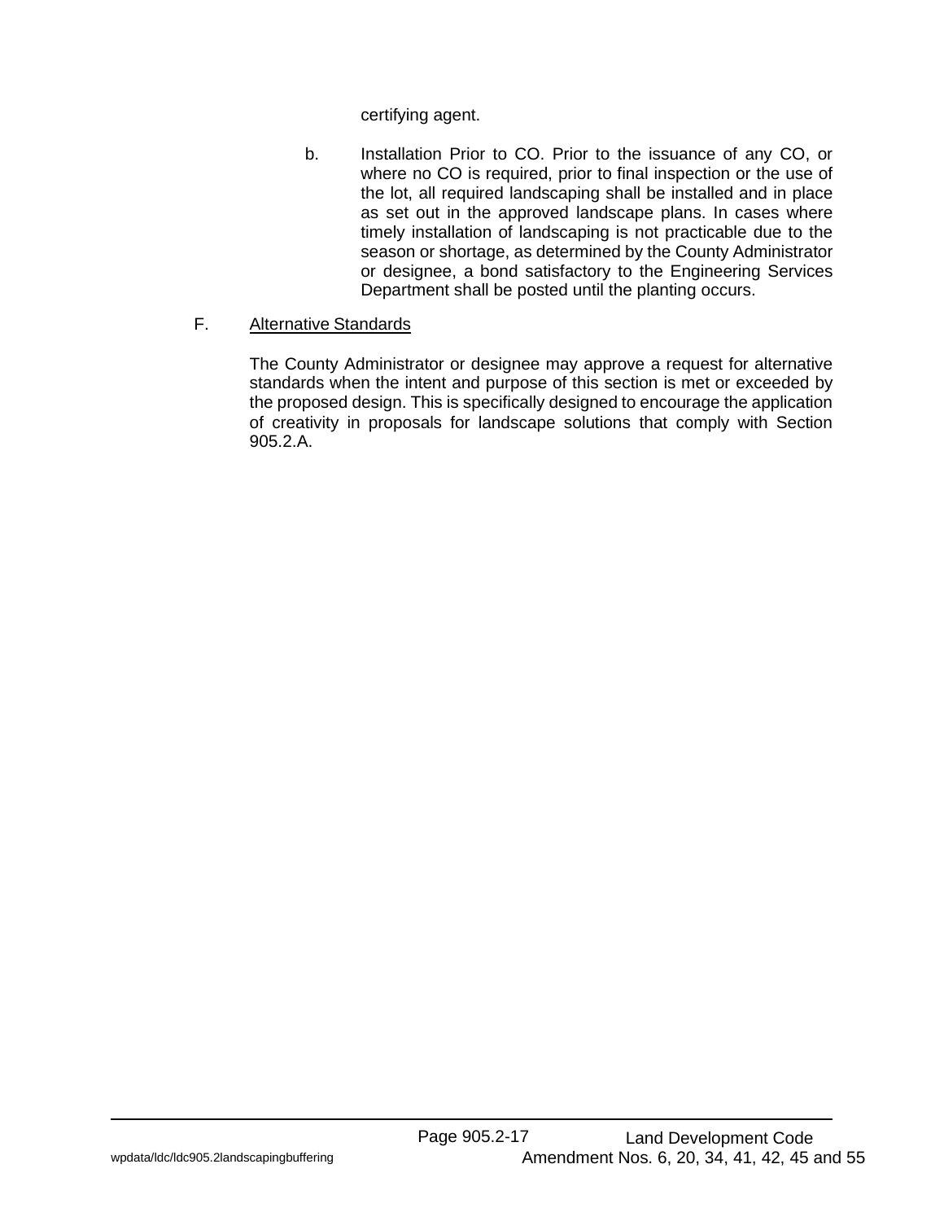certifying agent.

b. Installation Prior to CO. Prior to the issuance of any CO, or where no CO is required, prior to final inspection or the use of the lot, all required landscaping shall be installed and in place as set out in the approved landscape plans. In cases where timely installation of landscaping is not practicable due to the season or shortage, as determined by the County Administrator or designee, a bond satisfactory to the Engineering Services Department shall be posted until the planting occurs.

F. Alternative Standards

The County Administrator or designee may approve a request for alternative standards when the intent and purpose of this section is met or exceeded by the proposed design. This is specifically designed to encourage the application of creativity in proposals for landscape solutions that comply with Section 905.2.A.